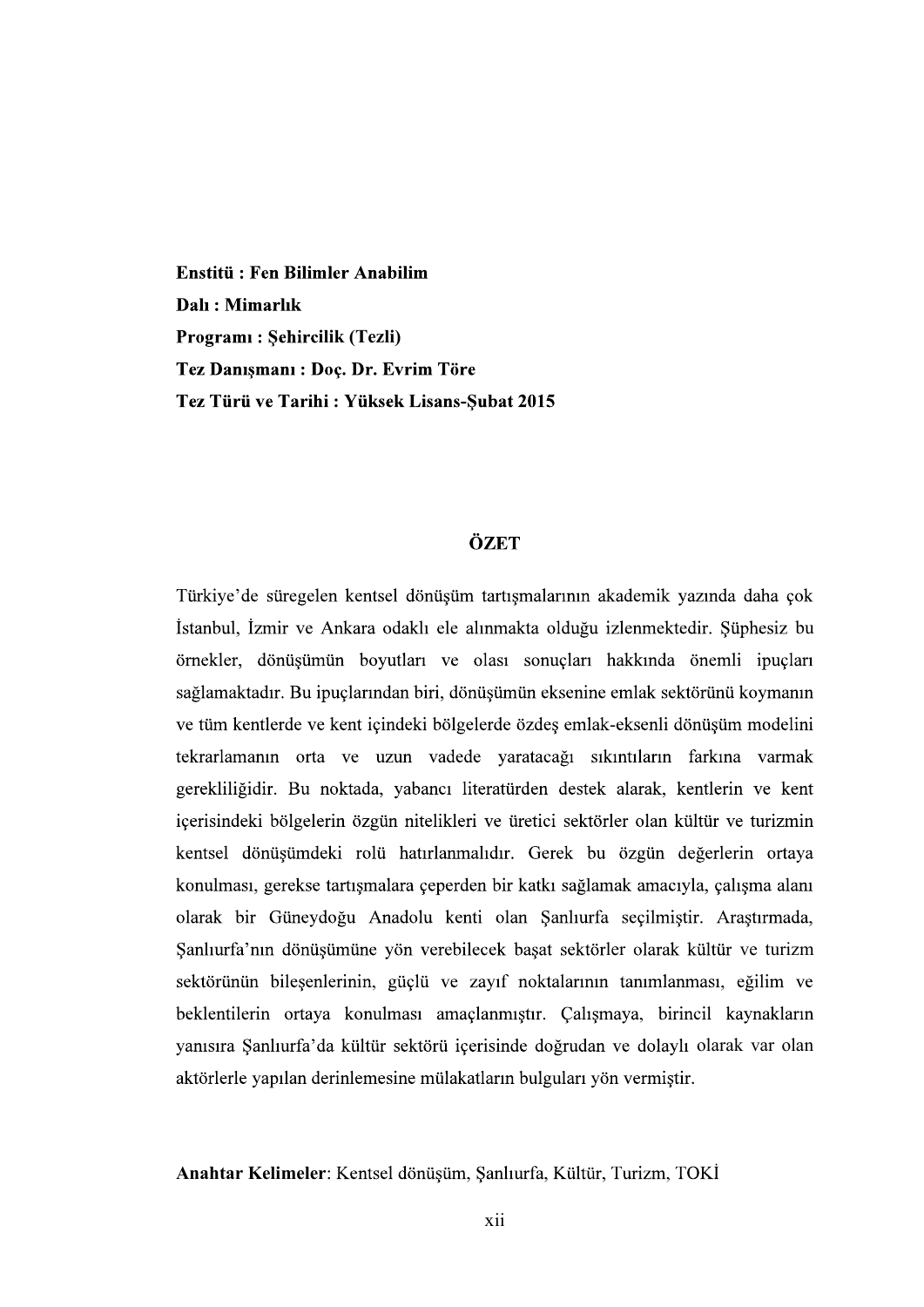**Enstitü : Fen Bilimler Anabilim**
**Dalı : Mimarlık**
**Programı : Şehircilik (Tezli)**
**Tez Danışmanı : Doç. Dr. Evrim Töre**
**Tez Türü ve Tarihi : Yüksek Lisans-Şubat 2015**

## ÖZET

Türkiye'de süregelen kentsel dönüşüm tartışmalarının akademik yazında daha çok İstanbul, İzmir ve Ankara odaklı ele alınmakta olduğu izlenmektedir. Şüphesiz bu örnekler, dönüşümün boyutları ve olası sonuçları hakkında önemli ipuçları sağlamaktadır. Bu ipuçlarından biri, dönüşümün eksenine emlak sektörünü koymanın ve tüm kentlerde ve kent içindeki bölgelerde özdeş emlak-eksenli dönüşüm modelini tekrarlamanın orta ve uzun vadede yaratacağı sıkıntıların farkına varmak gerekliliğidir. Bu noktada, yabancı literatürden destek alarak, kentlerin ve kent içerisindeki bölgelerin özgün nitelikleri ve üretici sektörler olan kültür ve turizmin kentsel dönüşümdeki rolü hatırlanmalıdır. Gerek bu özgün değerlerin ortaya konulması, gerekse tartışmalara çeperden bir katkı sağlamak amacıyla, çalışma alanı olarak bir Güneydoğu Anadolu kenti olan Şanlıurfa seçilmiştir. Araştırmada, Şanlıurfa'nın dönüşümüne yön verebilecek başat sektörler olarak kültür ve turizm sektörünün bileşenlerinin, güçlü ve zayıf noktalarının tanımlanması, eğilim ve beklentilerin ortaya konulması amaçlanmıştır. Çalışmaya, birincil kaynakların yanısıra Şanlıurfa'da kültür sektörü içerisinde doğrudan ve dolaylı olarak var olan aktörlerle yapılan derinlemesine mülakatların bulguları yön vermiştir.

**Anahtar Kelimeler**: Kentsel dönüşüm, Şanlıurfa, Kültür, Turizm, TOKİ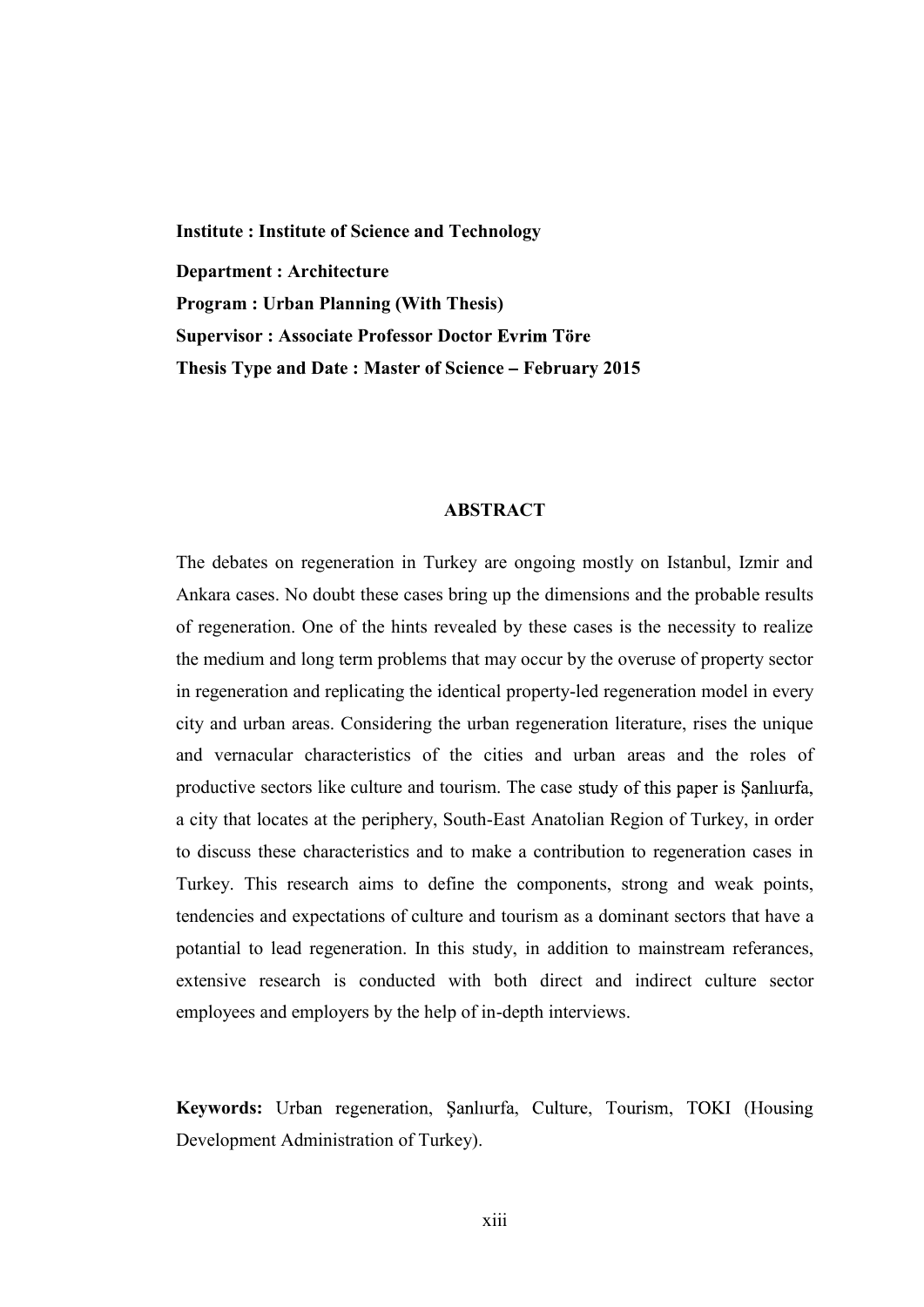**Institute : Institute of Science and Technology**

**Department : Architecture**

**Program : Urban Planning (With Thesis)**

**Supervisor : Associate Professor Doctor Evrim Töre**

**Thesis Type and Date : Master of Science – February 2015**

## ABSTRACT

The debates on regeneration in Turkey are ongoing mostly on Istanbul, Izmir and Ankara cases. No doubt these cases bring up the dimensions and the probable results of regeneration. One of the hints revealed by these cases is the necessity to realize the medium and long term problems that may occur by the overuse of property sector in regeneration and replicating the identical property-led regeneration model in every city and urban areas. Considering the urban regeneration literature, rises the unique and vernacular characteristics of the cities and urban areas and the roles of productive sectors like culture and tourism. The case study of this paper is Şanlıurfa, a city that locates at the periphery, South-East Anatolian Region of Turkey, in order to discuss these characteristics and to make a contribution to regeneration cases in Turkey. This research aims to define the components, strong and weak points, tendencies and expectations of culture and tourism as a dominant sectors that have a potential to lead regeneration. In this study, in addition to mainstream referances, extensive research is conducted with both direct and indirect culture sector employees and employers by the help of in-depth interviews.

**Keywords:** Urban regeneration, Şanlıurfa, Culture, Tourism, TOKI (Housing Development Administration of Turkey).